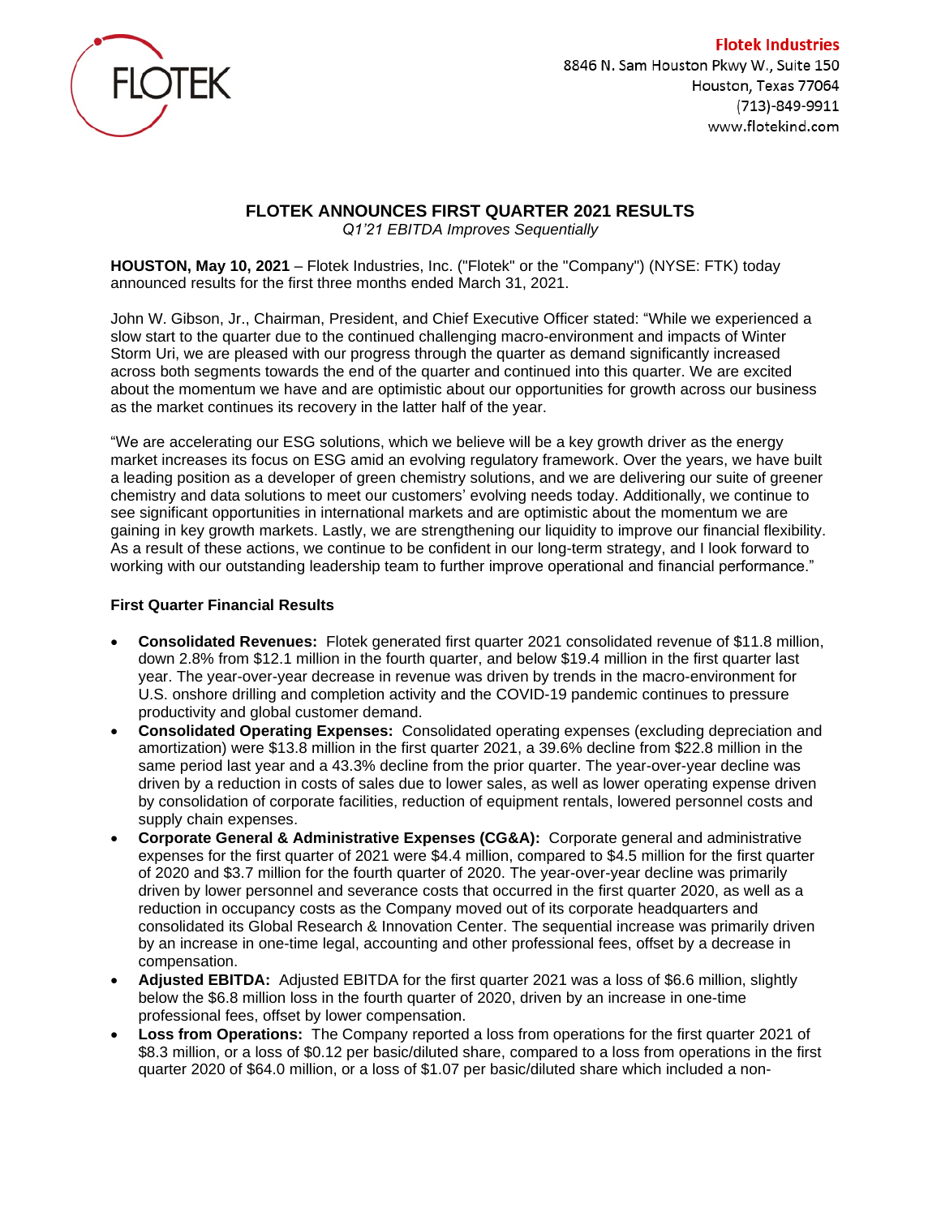Flotek Industries
8846 N. Sam Houston Pkwy W., Suite 150
Houston, Texas 77064
(713)-849-9911
www.flotekind.com

# FLOTEK ANNOUNCES FIRST QUARTER 2021 RESULTS

*Q1'21 EBITDA Improves Sequentially*

**HOUSTON, May 10, 2021** – Flotek Industries, Inc. ("Flotek" or the "Company") (NYSE: FTK) today announced results for the first three months ended March 31, 2021.

John W. Gibson, Jr., Chairman, President, and Chief Executive Officer stated: "While we experienced a slow start to the quarter due to the continued challenging macro-environment and impacts of Winter Storm Uri, we are pleased with our progress through the quarter as demand significantly increased across both segments towards the end of the quarter and continued into this quarter. We are excited about the momentum we have and are optimistic about our opportunities for growth across our business as the market continues its recovery in the latter half of the year.

"We are accelerating our ESG solutions, which we believe will be a key growth driver as the energy market increases its focus on ESG amid an evolving regulatory framework. Over the years, we have built a leading position as a developer of green chemistry solutions, and we are delivering our suite of greener chemistry and data solutions to meet our customers' evolving needs today. Additionally, we continue to see significant opportunities in international markets and are optimistic about the momentum we are gaining in key growth markets. Lastly, we are strengthening our liquidity to improve our financial flexibility. As a result of these actions, we continue to be confident in our long-term strategy, and I look forward to working with our outstanding leadership team to further improve operational and financial performance."

**First Quarter Financial Results**

- **Consolidated Revenues:** Flotek generated first quarter 2021 consolidated revenue of $11.8 million, down 2.8% from $12.1 million in the fourth quarter, and below $19.4 million in the first quarter last year. The year-over-year decrease in revenue was driven by trends in the macro-environment for U.S. onshore drilling and completion activity and the COVID-19 pandemic continues to pressure productivity and global customer demand.
- **Consolidated Operating Expenses:** Consolidated operating expenses (excluding depreciation and amortization) were $13.8 million in the first quarter 2021, a 39.6% decline from $22.8 million in the same period last year and a 43.3% decline from the prior quarter. The year-over-year decline was driven by a reduction in costs of sales due to lower sales, as well as lower operating expense driven by consolidation of corporate facilities, reduction of equipment rentals, lowered personnel costs and supply chain expenses.
- **Corporate General & Administrative Expenses (CG&A):** Corporate general and administrative expenses for the first quarter of 2021 were $4.4 million, compared to $4.5 million for the first quarter of 2020 and $3.7 million for the fourth quarter of 2020. The year-over-year decline was primarily driven by lower personnel and severance costs that occurred in the first quarter 2020, as well as a reduction in occupancy costs as the Company moved out of its corporate headquarters and consolidated its Global Research & Innovation Center. The sequential increase was primarily driven by an increase in one-time legal, accounting and other professional fees, offset by a decrease in compensation.
- **Adjusted EBITDA:** Adjusted EBITDA for the first quarter 2021 was a loss of $6.6 million, slightly below the $6.8 million loss in the fourth quarter of 2020, driven by an increase in one-time professional fees, offset by lower compensation.
- **Loss from Operations:** The Company reported a loss from operations for the first quarter 2021 of $8.3 million, or a loss of $0.12 per basic/diluted share, compared to a loss from operations in the first quarter 2020 of $64.0 million, or a loss of $1.07 per basic/diluted share which included a non-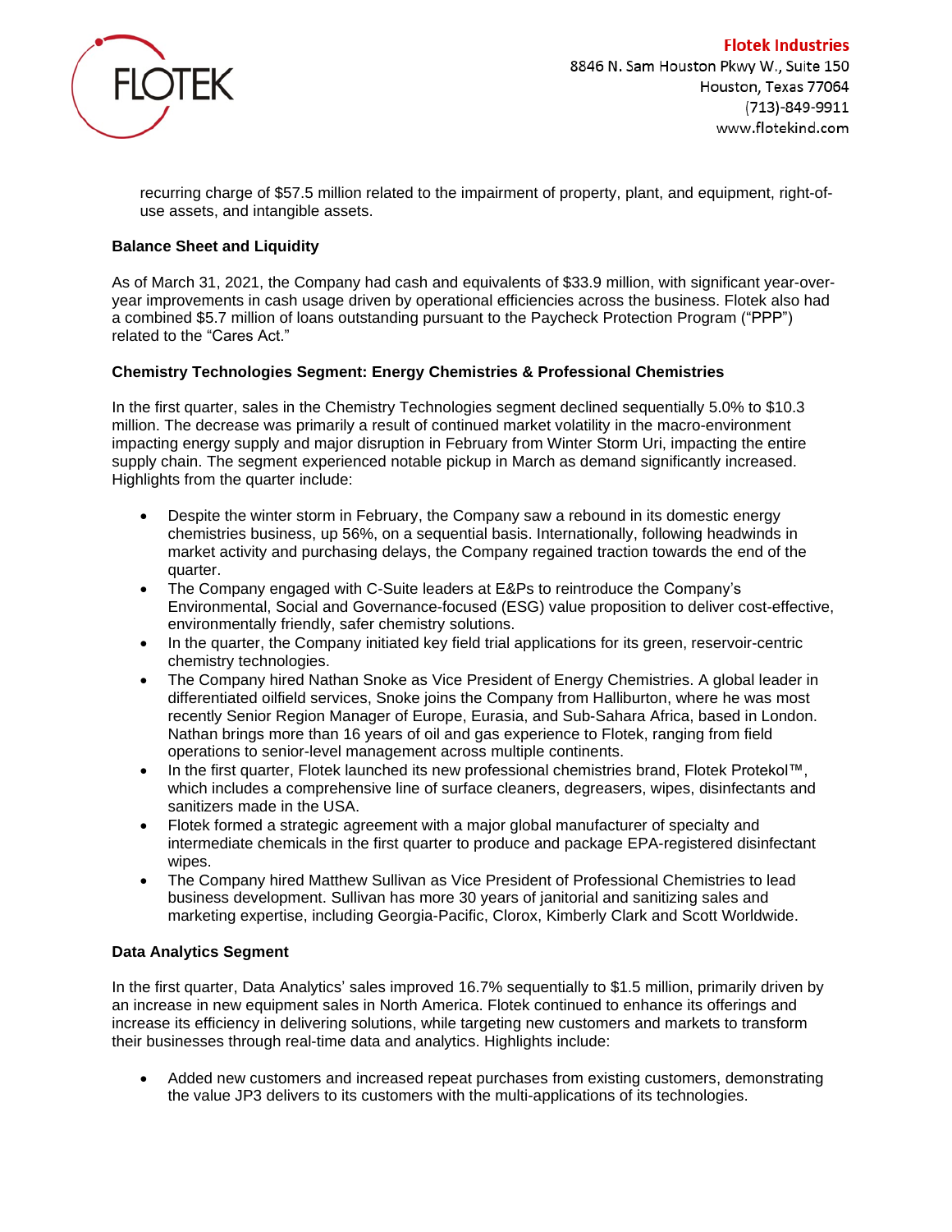recurring charge of $57.5 million related to the impairment of property, plant, and equipment, right-of-use assets, and intangible assets.

**Balance Sheet and Liquidity**

As of March 31, 2021, the Company had cash and equivalents of $33.9 million, with significant year-over-year improvements in cash usage driven by operational efficiencies across the business. Flotek also had a combined $5.7 million of loans outstanding pursuant to the Paycheck Protection Program ("PPP") related to the "Cares Act."

**Chemistry Technologies Segment: Energy Chemistries & Professional Chemistries**

In the first quarter, sales in the Chemistry Technologies segment declined sequentially 5.0% to $10.3 million. The decrease was primarily a result of continued market volatility in the macro-environment impacting energy supply and major disruption in February from Winter Storm Uri, impacting the entire supply chain. The segment experienced notable pickup in March as demand significantly increased. Highlights from the quarter include:

- Despite the winter storm in February, the Company saw a rebound in its domestic energy chemistries business, up 56%, on a sequential basis. Internationally, following headwinds in market activity and purchasing delays, the Company regained traction towards the end of the quarter.
- The Company engaged with C-Suite leaders at E&Ps to reintroduce the Company's Environmental, Social and Governance-focused (ESG) value proposition to deliver cost-effective, environmentally friendly, safer chemistry solutions.
- In the quarter, the Company initiated key field trial applications for its green, reservoir-centric chemistry technologies.
- The Company hired Nathan Snoke as Vice President of Energy Chemistries. A global leader in differentiated oilfield services, Snoke joins the Company from Halliburton, where he was most recently Senior Region Manager of Europe, Eurasia, and Sub-Sahara Africa, based in London. Nathan brings more than 16 years of oil and gas experience to Flotek, ranging from field operations to senior-level management across multiple continents.
- In the first quarter, Flotek launched its new professional chemistries brand, Flotek Protekol™, which includes a comprehensive line of surface cleaners, degreasers, wipes, disinfectants and sanitizers made in the USA.
- Flotek formed a strategic agreement with a major global manufacturer of specialty and intermediate chemicals in the first quarter to produce and package EPA-registered disinfectant wipes.
- The Company hired Matthew Sullivan as Vice President of Professional Chemistries to lead business development. Sullivan has more 30 years of janitorial and sanitizing sales and marketing expertise, including Georgia-Pacific, Clorox, Kimberly Clark and Scott Worldwide.

**Data Analytics Segment**

In the first quarter, Data Analytics' sales improved 16.7% sequentially to $1.5 million, primarily driven by an increase in new equipment sales in North America. Flotek continued to enhance its offerings and increase its efficiency in delivering solutions, while targeting new customers and markets to transform their businesses through real-time data and analytics. Highlights include:

- Added new customers and increased repeat purchases from existing customers, demonstrating the value JP3 delivers to its customers with the multi-applications of its technologies.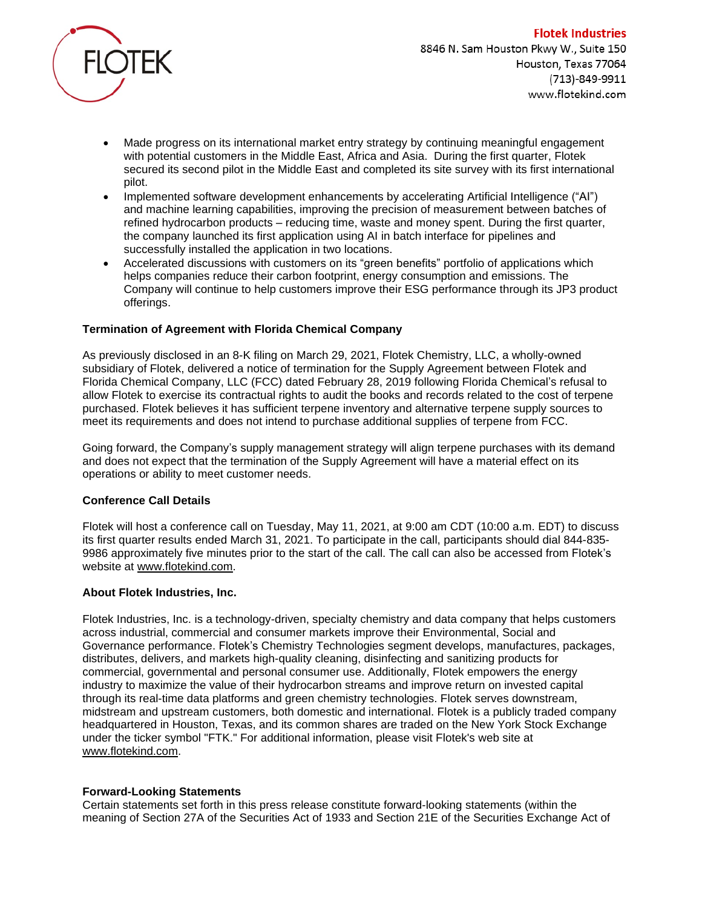- Made progress on its international market entry strategy by continuing meaningful engagement with potential customers in the Middle East, Africa and Asia. During the first quarter, Flotek secured its second pilot in the Middle East and completed its site survey with its first international pilot.
- Implemented software development enhancements by accelerating Artificial Intelligence ("AI") and machine learning capabilities, improving the precision of measurement between batches of refined hydrocarbon products – reducing time, waste and money spent. During the first quarter, the company launched its first application using AI in batch interface for pipelines and successfully installed the application in two locations.
- Accelerated discussions with customers on its "green benefits" portfolio of applications which helps companies reduce their carbon footprint, energy consumption and emissions. The Company will continue to help customers improve their ESG performance through its JP3 product offerings.

**Termination of Agreement with Florida Chemical Company**

As previously disclosed in an 8-K filing on March 29, 2021, Flotek Chemistry, LLC, a wholly-owned subsidiary of Flotek, delivered a notice of termination for the Supply Agreement between Flotek and Florida Chemical Company, LLC (FCC) dated February 28, 2019 following Florida Chemical's refusal to allow Flotek to exercise its contractual rights to audit the books and records related to the cost of terpene purchased. Flotek believes it has sufficient terpene inventory and alternative terpene supply sources to meet its requirements and does not intend to purchase additional supplies of terpene from FCC.

Going forward, the Company's supply management strategy will align terpene purchases with its demand and does not expect that the termination of the Supply Agreement will have a material effect on its operations or ability to meet customer needs.

**Conference Call Details**

Flotek will host a conference call on Tuesday, May 11, 2021, at 9:00 am CDT (10:00 a.m. EDT) to discuss its first quarter results ended March 31, 2021. To participate in the call, participants should dial 844-835-9986 approximately five minutes prior to the start of the call. The call can also be accessed from Flotek's website at www.flotekind.com.

**About Flotek Industries, Inc.**

Flotek Industries, Inc. is a technology-driven, specialty chemistry and data company that helps customers across industrial, commercial and consumer markets improve their Environmental, Social and Governance performance. Flotek's Chemistry Technologies segment develops, manufactures, packages, distributes, delivers, and markets high-quality cleaning, disinfecting and sanitizing products for commercial, governmental and personal consumer use. Additionally, Flotek empowers the energy industry to maximize the value of their hydrocarbon streams and improve return on invested capital through its real-time data platforms and green chemistry technologies. Flotek serves downstream, midstream and upstream customers, both domestic and international. Flotek is a publicly traded company headquartered in Houston, Texas, and its common shares are traded on the New York Stock Exchange under the ticker symbol "FTK." For additional information, please visit Flotek's web site at www.flotekind.com.

**Forward-Looking Statements**

Certain statements set forth in this press release constitute forward-looking statements (within the meaning of Section 27A of the Securities Act of 1933 and Section 21E of the Securities Exchange Act of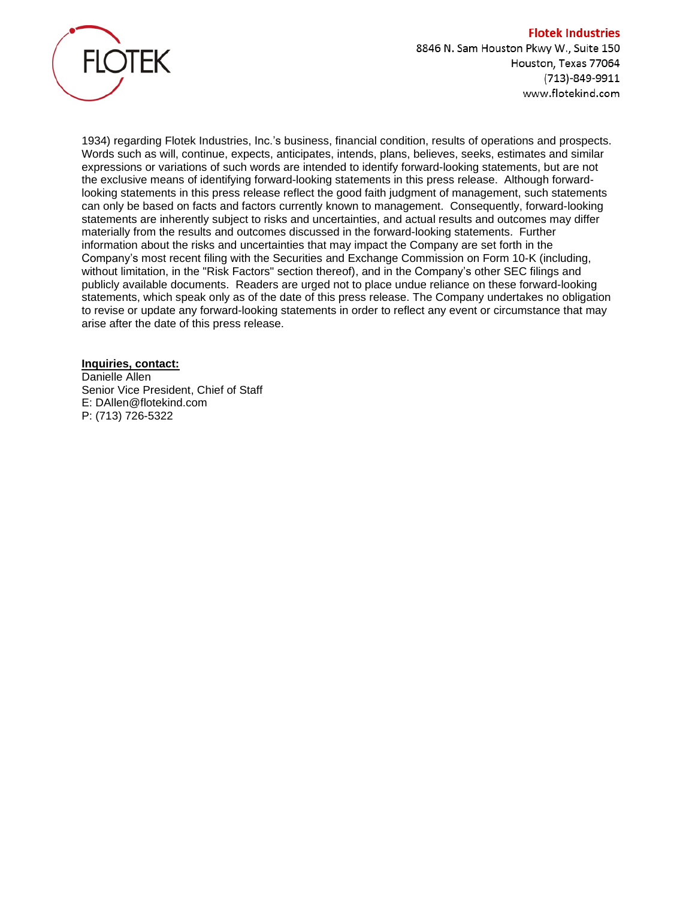1934) regarding Flotek Industries, Inc.'s business, financial condition, results of operations and prospects. Words such as will, continue, expects, anticipates, intends, plans, believes, seeks, estimates and similar expressions or variations of such words are intended to identify forward-looking statements, but are not the exclusive means of identifying forward-looking statements in this press release. Although forward-looking statements in this press release reflect the good faith judgment of management, such statements can only be based on facts and factors currently known to management. Consequently, forward-looking statements are inherently subject to risks and uncertainties, and actual results and outcomes may differ materially from the results and outcomes discussed in the forward-looking statements. Further information about the risks and uncertainties that may impact the Company are set forth in the Company's most recent filing with the Securities and Exchange Commission on Form 10-K (including, without limitation, in the "Risk Factors" section thereof), and in the Company's other SEC filings and publicly available documents. Readers are urged not to place undue reliance on these forward-looking statements, which speak only as of the date of this press release. The Company undertakes no obligation to revise or update any forward-looking statements in order to reflect any event or circumstance that may arise after the date of this press release.

**Inquiries, contact:**
Danielle Allen
Senior Vice President, Chief of Staff
E: DAllen@flotekind.com
P: (713) 726-5322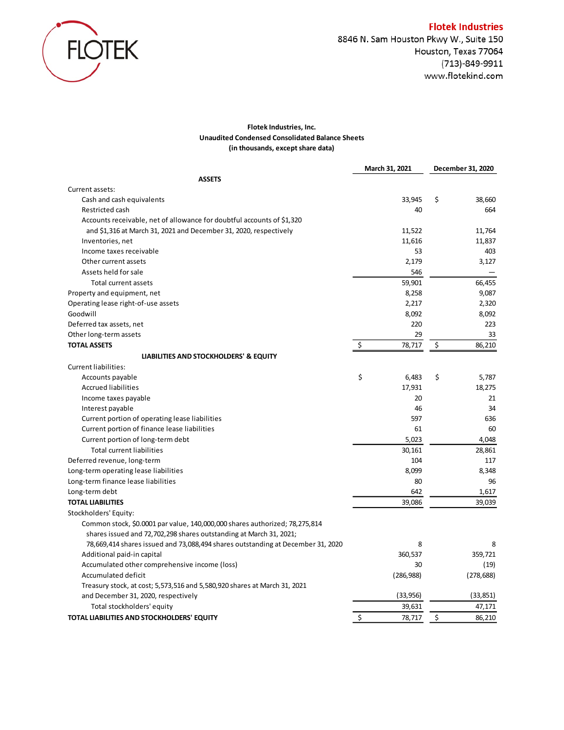**Flotek Industries**
8846 N. Sam Houston Pkwy W., Suite 150
Houston, Texas 77064
(713)-849-9911
www.flotekind.com

**Flotek Industries, Inc.**
**Unaudited Condensed Consolidated Balance Sheets**
**(in thousands, except share data)**

| | March 31, 2021 | December 31, 2020 |
|---|---|---|
| **ASSETS** | | |
| Current assets: | | |
| Cash and cash equivalents | 33,945 | $ 38,660 |
| Restricted cash | 40 | 664 |
| Accounts receivable, net of allowance for doubtful accounts of $1,320 and $1,316 at March 31, 2021 and December 31, 2020, respectively | 11,522 | 11,764 |
| Inventories, net | 11,616 | 11,837 |
| Income taxes receivable | 53 | 403 |
| Other current assets | 2,179 | 3,127 |
| Assets held for sale | 546 | — |
| Total current assets | 59,901 | 66,455 |
| Property and equipment, net | 8,258 | 9,087 |
| Operating lease right-of-use assets | 2,217 | 2,320 |
| Goodwill | 8,092 | 8,092 |
| Deferred tax assets, net | 220 | 223 |
| Other long-term assets | 29 | 33 |
| **TOTAL ASSETS** | $ 78,717 | $ 86,210 |
| **LIABILITIES AND STOCKHOLDERS' & EQUITY** | | |
| Current liabilities: | | |
| Accounts payable | $ 6,483 | $ 5,787 |
| Accrued liabilities | 17,931 | 18,275 |
| Income taxes payable | 20 | 21 |
| Interest payable | 46 | 34 |
| Current portion of operating lease liabilities | 597 | 636 |
| Current portion of finance lease liabilities | 61 | 60 |
| Current portion of long-term debt | 5,023 | 4,048 |
| Total current liabilities | 30,161 | 28,861 |
| Deferred revenue, long-term | 104 | 117 |
| Long-term operating lease liabilities | 8,099 | 8,348 |
| Long-term finance lease liabilities | 80 | 96 |
| Long-term debt | 642 | 1,617 |
| **TOTAL LIABILITIES** | 39,086 | 39,039 |
| Stockholders' Equity: | | |
| Common stock, $0.0001 par value, 140,000,000 shares authorized; 78,275,814 shares issued and 72,702,298 shares outstanding at March 31, 2021; 78,669,414 shares issued and 73,088,494 shares outstanding at December 31, 2020 | 8 | 8 |
| Additional paid-in capital | 360,537 | 359,721 |
| Accumulated other comprehensive income (loss) | 30 | (19) |
| Accumulated deficit | (286,988) | (278,688) |
| Treasury stock, at cost; 5,573,516 and 5,580,920 shares at March 31, 2021 and December 31, 2020, respectively | (33,956) | (33,851) |
| Total stockholders' equity | 39,631 | 47,171 |
| **TOTAL LIABILITIES AND STOCKHOLDERS' EQUITY** | $ 78,717 | $ 86,210 |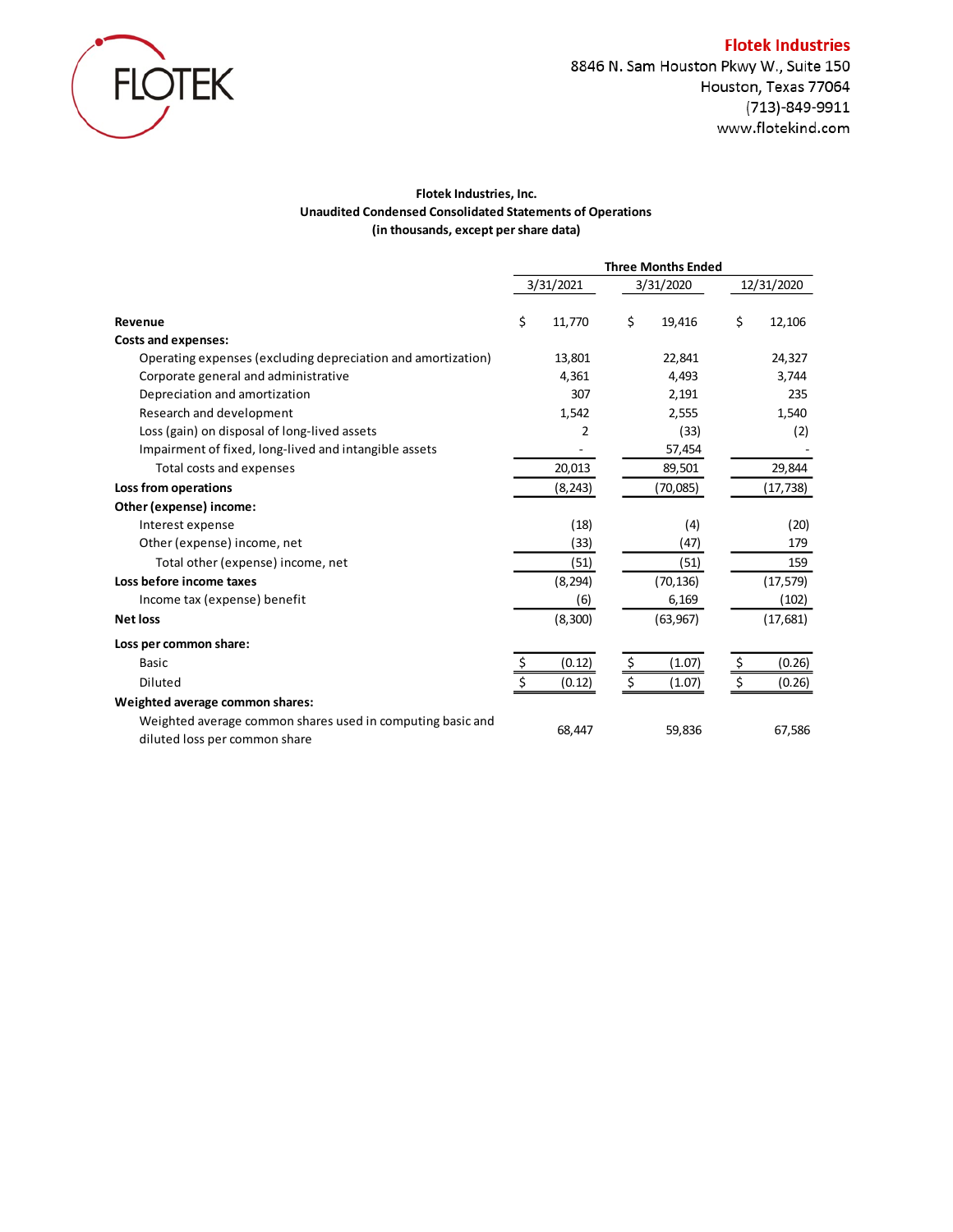Flotek Industries
8846 N. Sam Houston Pkwy W., Suite 150
Houston, Texas 77064
(713)-849-9911
www.flotekind.com

**Flotek Industries, Inc.**
**Unaudited Condensed Consolidated Statements of Operations**
**(in thousands, except per share data)**

| | Three Months Ended | | |
|---|---|---|---|
| | 3/31/2021 | 3/31/2020 | 12/31/2020 |
| **Revenue** | $ 11,770 | $ 19,416 | $ 12,106 |
| **Costs and expenses:** | | | |
| Operating expenses (excluding depreciation and amortization) | 13,801 | 22,841 | 24,327 |
| Corporate general and administrative | 4,361 | 4,493 | 3,744 |
| Depreciation and amortization | 307 | 2,191 | 235 |
| Research and development | 1,542 | 2,555 | 1,540 |
| Loss (gain) on disposal of long-lived assets | 2 | (33) | (2) |
| Impairment of fixed, long-lived and intangible assets | - | 57,454 | - |
| Total costs and expenses | 20,013 | 89,501 | 29,844 |
| **Loss from operations** | (8,243) | (70,085) | (17,738) |
| **Other (expense) income:** | | | |
| Interest expense | (18) | (4) | (20) |
| Other (expense) income, net | (33) | (47) | 179 |
| Total other (expense) income, net | (51) | (51) | 159 |
| **Loss before income taxes** | (8,294) | (70,136) | (17,579) |
| Income tax (expense) benefit | (6) | 6,169 | (102) |
| **Net loss** | (8,300) | (63,967) | (17,681) |
| **Loss per common share:** | | | |
| Basic | $ (0.12) | $ (1.07) | $ (0.26) |
| Diluted | $ (0.12) | $ (1.07) | $ (0.26) |
| **Weighted average common shares:** | | | |
| Weighted average common shares used in computing basic and diluted loss per common share | 68,447 | 59,836 | 67,586 |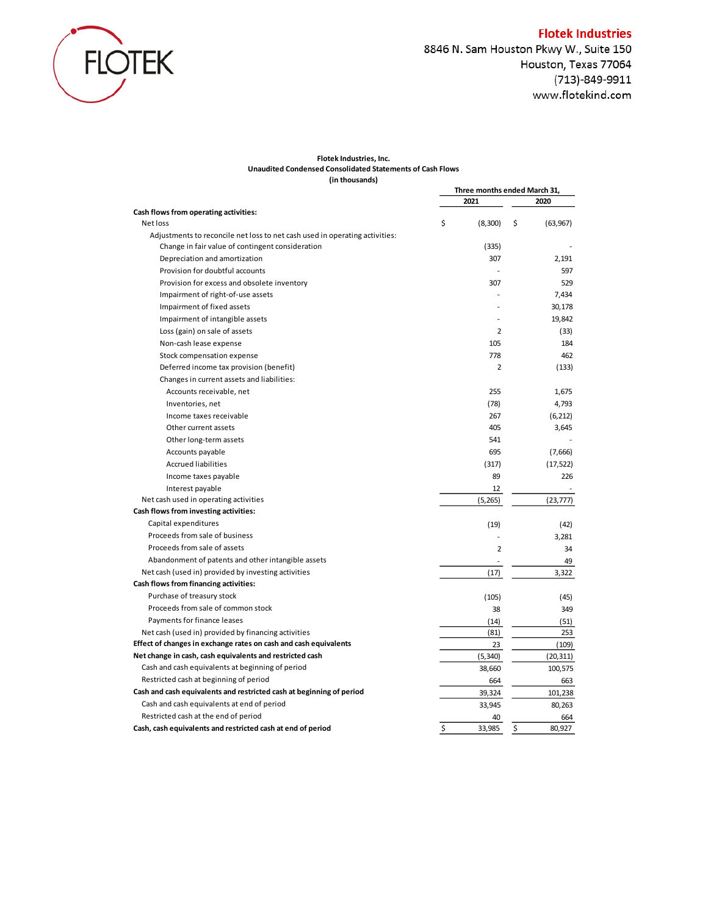Flotek Industries
8846 N. Sam Houston Pkwy W., Suite 150
Houston, Texas 77064
(713)-849-9911
www.flotekind.com

**Flotek Industries, Inc.**
**Unaudited Condensed Consolidated Statements of Cash Flows**
**(in thousands)**

| | Three months ended March 31, | |
|---|---|---|
| | 2021 | 2020 |
| **Cash flows from operating activities:** | | |
| Net loss | $ (8,300) | $ (63,967) |
| Adjustments to reconcile net loss to net cash used in operating activities: | | |
| Change in fair value of contingent consideration | (335) | - |
| Depreciation and amortization | 307 | 2,191 |
| Provision for doubtful accounts | - | 597 |
| Provision for excess and obsolete inventory | 307 | 529 |
| Impairment of right-of-use assets | - | 7,434 |
| Impairment of fixed assets | - | 30,178 |
| Impairment of intangible assets | - | 19,842 |
| Loss (gain) on sale of assets | 2 | (33) |
| Non-cash lease expense | 105 | 184 |
| Stock compensation expense | 778 | 462 |
| Deferred income tax provision (benefit) | 2 | (133) |
| Changes in current assets and liabilities: | | |
| Accounts receivable, net | 255 | 1,675 |
| Inventories, net | (78) | 4,793 |
| Income taxes receivable | 267 | (6,212) |
| Other current assets | 405 | 3,645 |
| Other long-term assets | 541 | - |
| Accounts payable | 695 | (7,666) |
| Accrued liabilities | (317) | (17,522) |
| Income taxes payable | 89 | 226 |
| Interest payable | 12 | - |
| Net cash used in operating activities | (5,265) | (23,777) |
| **Cash flows from investing activities:** | | |
| Capital expenditures | (19) | (42) |
| Proceeds from sale of business | - | 3,281 |
| Proceeds from sale of assets | 2 | 34 |
| Abandonment of patents and other intangible assets | - | 49 |
| Net cash (used in) provided by investing activities | (17) | 3,322 |
| **Cash flows from financing activities:** | | |
| Purchase of treasury stock | (105) | (45) |
| Proceeds from sale of common stock | 38 | 349 |
| Payments for finance leases | (14) | (51) |
| Net cash (used in) provided by financing activities | (81) | 253 |
| **Effect of changes in exchange rates on cash and cash equivalents** | 23 | (109) |
| **Net change in cash, cash equivalents and restricted cash** | (5,340) | (20,311) |
| Cash and cash equivalents at beginning of period | 38,660 | 100,575 |
| Restricted cash at beginning of period | 664 | 663 |
| **Cash and cash equivalents and restricted cash at beginning of period** | 39,324 | 101,238 |
| Cash and cash equivalents at end of period | 33,945 | 80,263 |
| Restricted cash at the end of period | 40 | 664 |
| **Cash, cash equivalents and restricted cash at end of period** | $ 33,985 | $ 80,927 |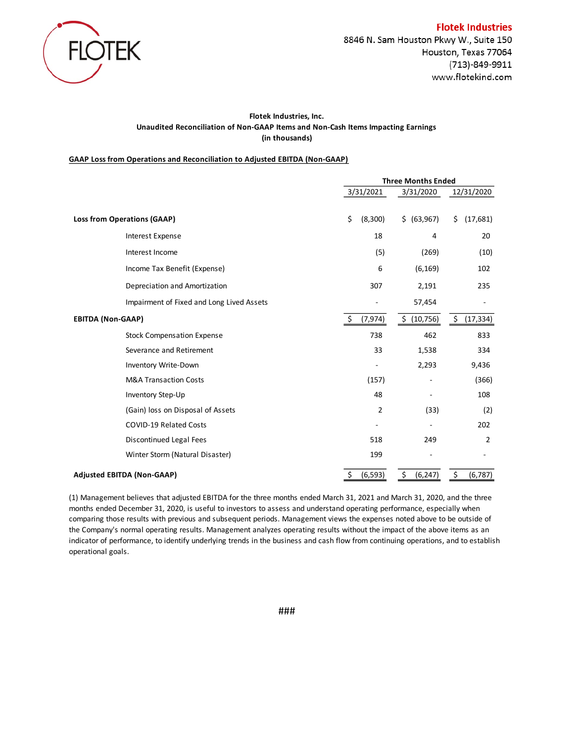**Flotek Industries**
8846 N. Sam Houston Pkwy W., Suite 150
Houston, Texas 77064
(713)-849-9911
www.flotekind.com

**Flotek Industries, Inc.**
**Unaudited Reconciliation of Non-GAAP Items and Non-Cash Items Impacting Earnings**
**(in thousands)**

**GAAP Loss from Operations and Reconciliation to Adjusted EBITDA (Non-GAAP)**

| | Three Months Ended | | |
|---|---|---|---|
| | 3/31/2021 | 3/31/2020 | 12/31/2020 |
| **Loss from Operations (GAAP)** | $ (8,300) | $ (63,967) | $ (17,681) |
| Interest Expense | 18 | 4 | 20 |
| Interest Income | (5) | (269) | (10) |
| Income Tax Benefit (Expense) | 6 | (6,169) | 102 |
| Depreciation and Amortization | 307 | 2,191 | 235 |
| Impairment of Fixed and Long Lived Assets | - | 57,454 | - |
| **EBITDA (Non-GAAP)** | $ (7,974) | $ (10,756) | $ (17,334) |
| Stock Compensation Expense | 738 | 462 | 833 |
| Severance and Retirement | 33 | 1,538 | 334 |
| Inventory Write-Down | - | 2,293 | 9,436 |
| M&A Transaction Costs | (157) | - | (366) |
| Inventory Step-Up | 48 | - | 108 |
| (Gain) loss on Disposal of Assets | 2 | (33) | (2) |
| COVID-19 Related Costs | - | - | 202 |
| Discontinued Legal Fees | 518 | 249 | 2 |
| Winter Storm (Natural Disaster) | 199 | - | - |
| **Adjusted EBITDA (Non-GAAP)** | $ (6,593) | $ (6,247) | $ (6,787) |

(1) Management believes that adjusted EBITDA for the three months ended March 31, 2021 and March 31, 2020, and the three months ended December 31, 2020, is useful to investors to assess and understand operating performance, especially when comparing those results with previous and subsequent periods. Management views the expenses noted above to be outside of the Company's normal operating results. Management analyzes operating results without the impact of the above items as an indicator of performance, to identify underlying trends in the business and cash flow from continuing operations, and to establish operational goals.

###